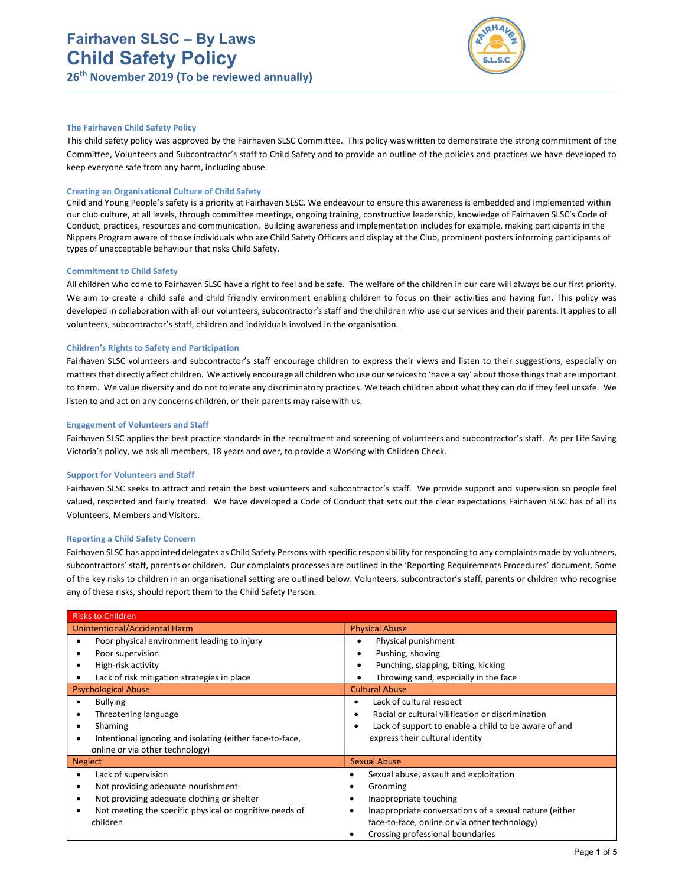# Fairhaven SLSC – By Laws

# Child Safety Policy

**26th November 2019 (To be reviewed annually)**

### The Fairhaven Child Safety Policy

This child safety policy was approved by the Fairhaven SLSC Committee. This policy was written to demonstrate the strong commitment of the Committee, Volunteers and Subcontractor's staff to Child Safety and to provide an outline of the policies and practices we have developed to keep everyone safe from any harm, including abuse.

### Creating an Organisational Culture of Child Safety

Child and Young People's safety is a priority at Fairhaven SLSC. We endeavour to ensure this awareness is embedded and implemented within our club culture, at all levels, through committee meetings, ongoing training, constructive leadership, knowledge of Fairhaven SLSC's Code of Conduct, practices, resources and communication. Building awareness and implementation includes for example, making participants in the Nippers Program aware of those individuals who are Child Safety Officers and display at the Club, prominent posters informing participants of types of unacceptable behaviour that risks Child Safety.

### Commitment to Child Safety

All children who come to Fairhaven SLSC have a right to feel and be safe. The welfare of the children in our care will always be our first priority. We aim to create a child safe and child friendly environment enabling children to focus on their activities and having fun. This policy was developed in collaboration with all our volunteers, subcontractor's staff and the children who use our services and their parents. It applies to all volunteers, subcontractor's staff, children and individuals involved in the organisation.

### Children's Rights to Safety and Participation

Fairhaven SLSC volunteers and subcontractor's staff encourage children to express their views and listen to their suggestions, especially on matters that directly affect children. We actively encourage all children who use our services to 'have a say' about those things that are important to them. We value diversity and do not tolerate any discriminatory practices. We teach children about what they can do if they feel unsafe. We listen to and act on any concerns children, or their parents may raise with us.

### Engagement of Volunteers and Staff

Fairhaven SLSC applies the best practice standards in the recruitment and screening of volunteers and subcontractor's staff. As per Life Saving Victoria's policy, we ask all members, 18 years and over, to provide a Working with Children Check.

### Support for Volunteers and Staff

Fairhaven SLSC seeks to attract and retain the best volunteers and subcontractor's staff. We provide support and supervision so people feel valued, respected and fairly treated. We have developed a Code of Conduct that sets out the clear expectations Fairhaven SLSC has of all its Volunteers, Members and Visitors.

### Reporting a Child Safety Concern

Fairhaven SLSC has appointed delegates as Child Safety Persons with specific responsibility for responding to any complaints made by volunteers, subcontractors' staff, parents or children. Our complaints processes are outlined in the 'Reporting Requirements Procedures' document. Some of the key risks to children in an organisational setting are outlined below. Volunteers, subcontractor's staff, parents or children who recognise any of these risks, should report them to the Child Safety Person.

| Risks to Children | |
|---|---|
| **Unintentional/Accidental Harm** | **Physical Abuse** |
| • Poor physical environment leading to injury<br>• Poor supervision<br>• High-risk activity<br>• Lack of risk mitigation strategies in place | • Physical punishment<br>• Pushing, shoving<br>• Punching, slapping, biting, kicking<br>• Throwing sand, especially in the face |
| **Psychological Abuse** | **Cultural Abuse** |
| • Bullying<br>• Threatening language<br>• Shaming<br>• Intentional ignoring and isolating (either face-to-face, online or via other technology) | • Lack of cultural respect<br>• Racial or cultural vilification or discrimination<br>• Lack of support to enable a child to be aware of and express their cultural identity |
| **Neglect** | **Sexual Abuse** |
| • Lack of supervision<br>• Not providing adequate nourishment<br>• Not providing adequate clothing or shelter<br>• Not meeting the specific physical or cognitive needs of children | • Sexual abuse, assault and exploitation<br>• Grooming<br>• Inappropriate touching<br>• Inappropriate conversations of a sexual nature (either face-to-face, online or via other technology)<br>• Crossing professional boundaries |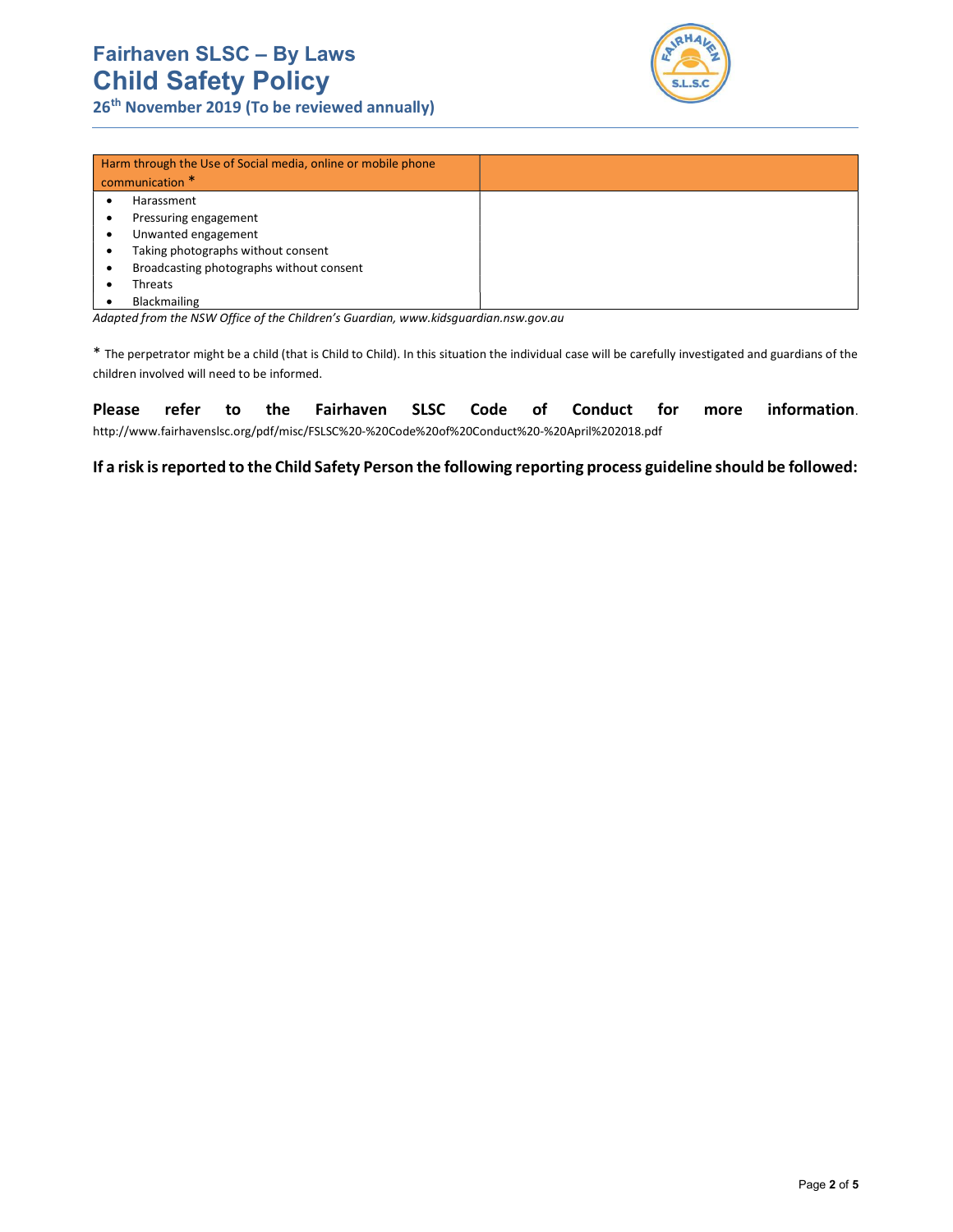| Harm through the Use of Social media, online or mobile phone communication * | |
|---|---|
| • Harassment<br>• Pressuring engagement<br>• Unwanted engagement<br>• Taking photographs without consent<br>• Broadcasting photographs without consent<br>• Threats<br>• Blackmailing | |

*Adapted from the NSW Office of the Children's Guardian, www.kidsguardian.nsw.gov.au*

* The perpetrator might be a child (that is Child to Child). In this situation the individual case will be carefully investigated and guardians of the children involved will need to be informed.

**Please refer to the Fairhaven SLSC Code of Conduct for more information**. http://www.fairhavenslsc.org/pdf/misc/FSLSC%20-%20Code%20of%20Conduct%20-%20April%202018.pdf

**If a risk is reported to the Child Safety Person the following reporting process guideline should be followed:**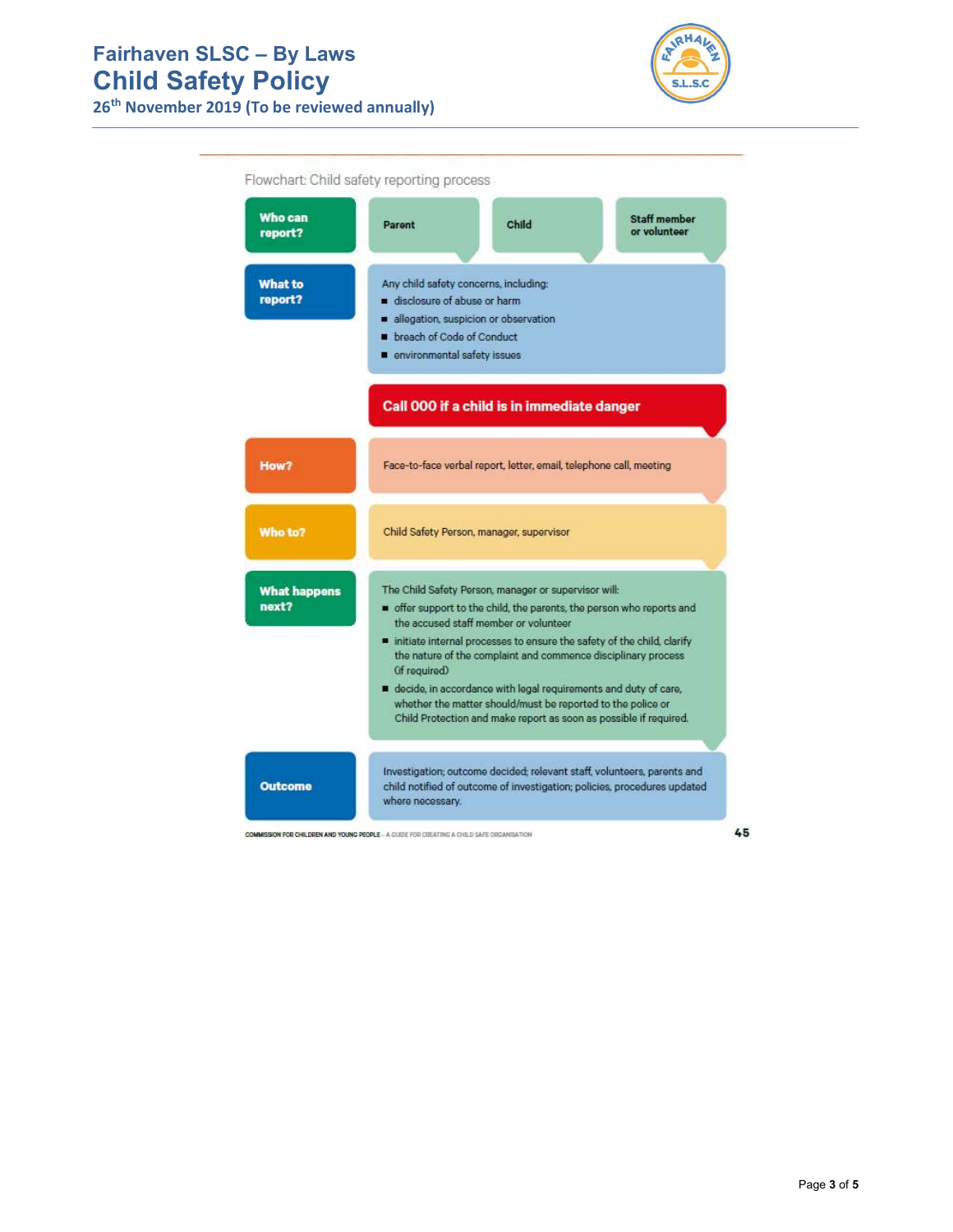# Fairhaven SLSC – By Laws
## Child Safety Policy
**26th November 2019 (To be reviewed annually)**

Flowchart: Child safety reporting process

**Who can report?**
- Parent
- Child
- Staff member or volunteer

**What to report?**

Any child safety concerns, including:
- disclosure of abuse or harm
- allegation, suspicion or observation
- breach of Code of Conduct
- environmental safety issues

**Call 000 if a child is in immediate danger**

**How?**

Face-to-face verbal report, letter, email, telephone call, meeting

**Who to?**

Child Safety Person, manager, supervisor

**What happens next?**

The Child Safety Person, manager or supervisor will:
- offer support to the child, the parents, the person who reports and the accused staff member or volunteer
- initiate internal processes to ensure the safety of the child, clarify the nature of the complaint and commence disciplinary process (if required)
- decide, in accordance with legal requirements and duty of care, whether the matter should/must be reported to the police or Child Protection and make report as soon as possible if required.

**Outcome**

Investigation; outcome decided; relevant staff, volunteers, parents and child notified of outcome of investigation; policies, procedures updated where necessary.

COMMISSION FOR CHILDREN AND YOUNG PEOPLE – A GUIDE FOR CREATING A CHILD SAFE ORGANISATION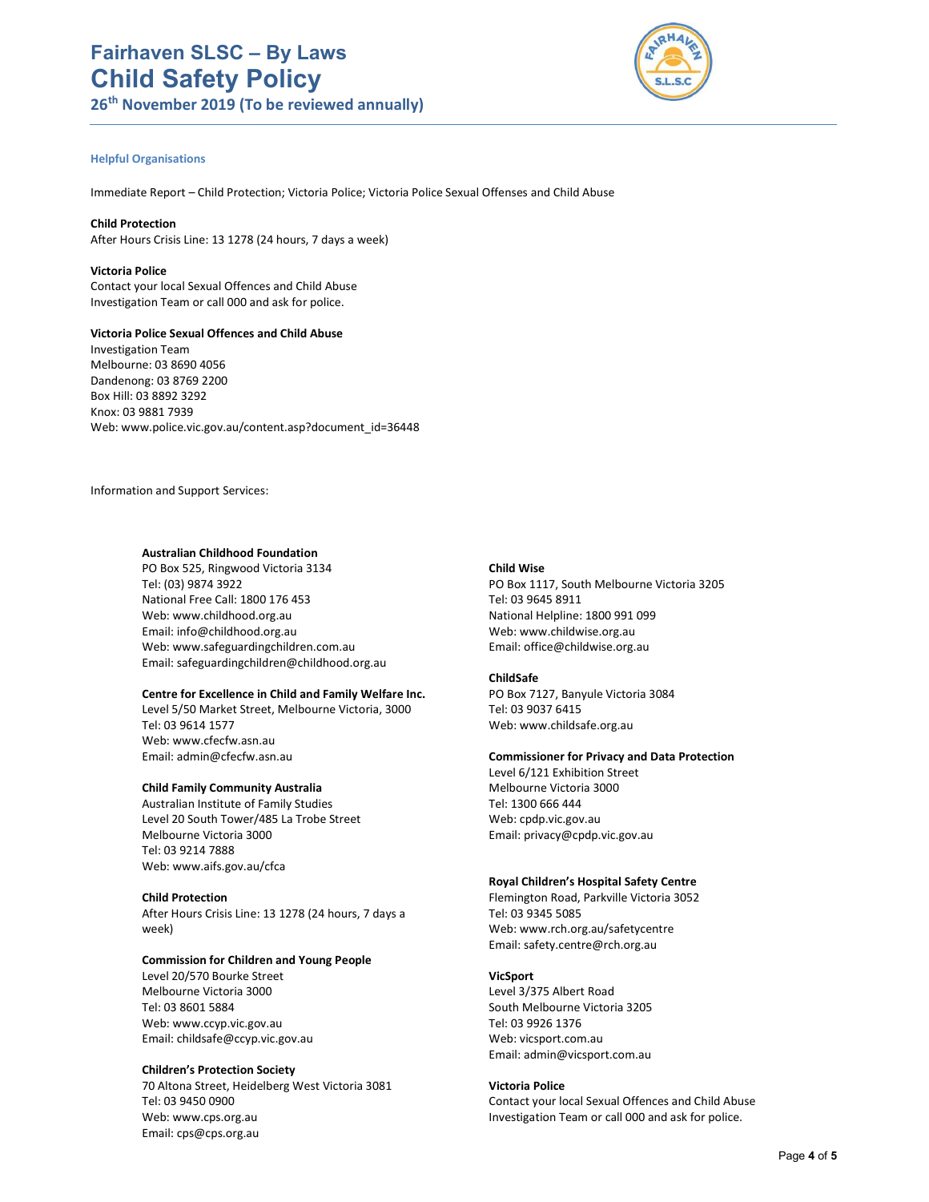### Helpful Organisations

Immediate Report – Child Protection; Victoria Police; Victoria Police Sexual Offenses and Child Abuse

**Child Protection**
After Hours Crisis Line: 13 1278 (24 hours, 7 days a week)

**Victoria Police**
Contact your local Sexual Offences and Child Abuse Investigation Team or call 000 and ask for police.

**Victoria Police Sexual Offences and Child Abuse**
Investigation Team
Melbourne: 03 8690 4056
Dandenong: 03 8769 2200
Box Hill: 03 8892 3292
Knox: 03 9881 7939
Web: www.police.vic.gov.au/content.asp?document_id=36448

Information and Support Services:

**Australian Childhood Foundation**
PO Box 525, Ringwood Victoria 3134
Tel: (03) 9874 3922
National Free Call: 1800 176 453
Web: www.childhood.org.au
Email: info@childhood.org.au
Web: www.safeguardingchildren.com.au
Email: safeguardingchildren@childhood.org.au

**Centre for Excellence in Child and Family Welfare Inc.**
Level 5/50 Market Street, Melbourne Victoria, 3000
Tel: 03 9614 1577
Web: www.cfecfw.asn.au
Email: admin@cfecfw.asn.au

**Child Family Community Australia**
Australian Institute of Family Studies
Level 20 South Tower/485 La Trobe Street
Melbourne Victoria 3000
Tel: 03 9214 7888
Web: www.aifs.gov.au/cfca

**Child Protection**
After Hours Crisis Line: 13 1278 (24 hours, 7 days a week)

**Commission for Children and Young People**
Level 20/570 Bourke Street
Melbourne Victoria 3000
Tel: 03 8601 5884
Web: www.ccyp.vic.gov.au
Email: childsafe@ccyp.vic.gov.au

**Children's Protection Society**
70 Altona Street, Heidelberg West Victoria 3081
Tel: 03 9450 0900
Web: www.cps.org.au
Email: cps@cps.org.au

**Child Wise**
PO Box 1117, South Melbourne Victoria 3205
Tel: 03 9645 8911
National Helpline: 1800 991 099
Web: www.childwise.org.au
Email: office@childwise.org.au

**ChildSafe**
PO Box 7127, Banyule Victoria 3084
Tel: 03 9037 6415
Web: www.childsafe.org.au

**Commissioner for Privacy and Data Protection**
Level 6/121 Exhibition Street
Melbourne Victoria 3000
Tel: 1300 666 444
Web: cpdp.vic.gov.au
Email: privacy@cpdp.vic.gov.au

**Royal Children's Hospital Safety Centre**
Flemington Road, Parkville Victoria 3052
Tel: 03 9345 5085
Web: www.rch.org.au/safetycentre
Email: safety.centre@rch.org.au

**VicSport**
Level 3/375 Albert Road
South Melbourne Victoria 3205
Tel: 03 9926 1376
Web: vicsport.com.au
Email: admin@vicsport.com.au

**Victoria Police**
Contact your local Sexual Offences and Child Abuse Investigation Team or call 000 and ask for police.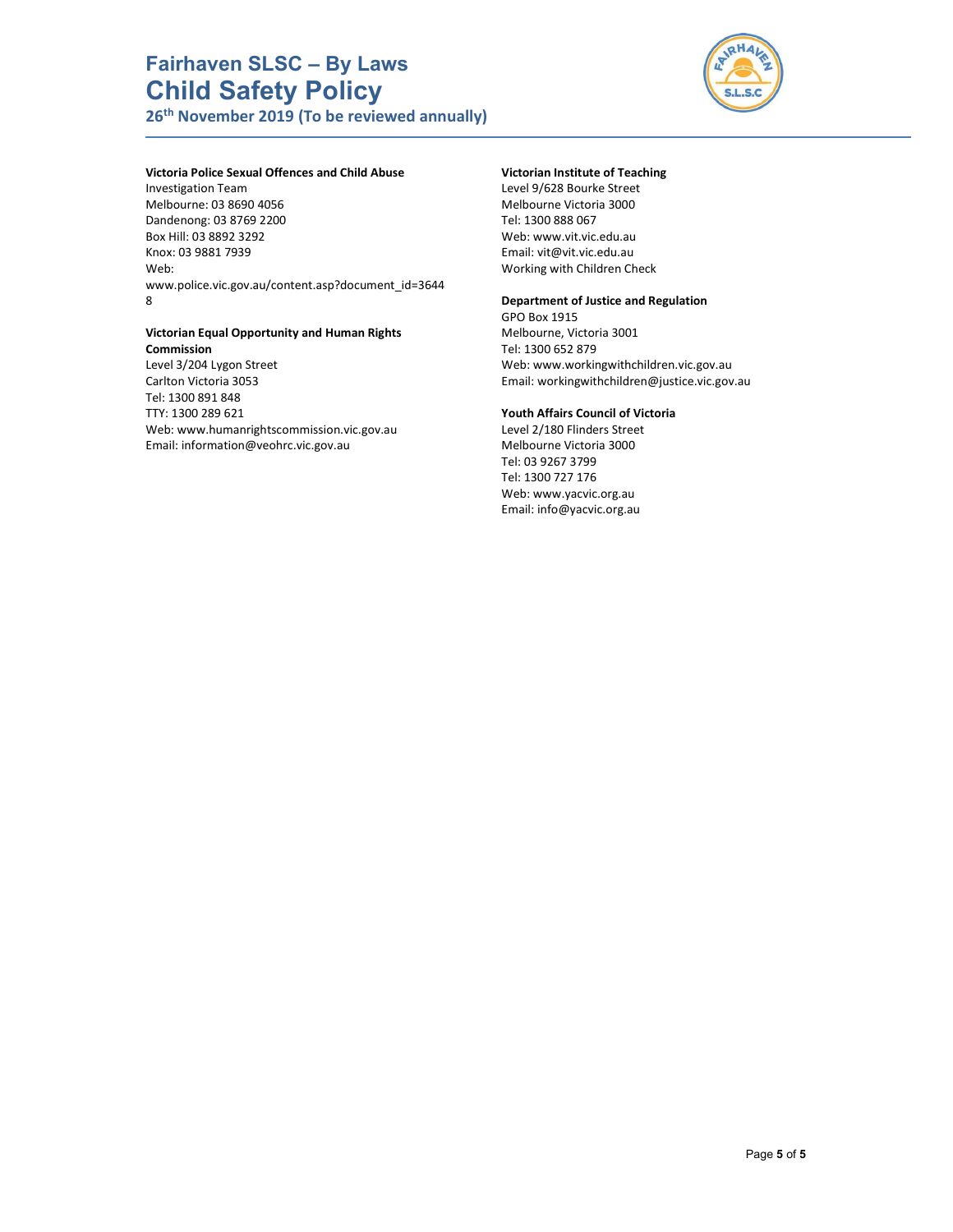**Victoria Police Sexual Offences and Child Abuse**
Investigation Team
Melbourne: 03 8690 4056
Dandenong: 03 8769 2200
Box Hill: 03 8892 3292
Knox: 03 9881 7939
Web:
www.police.vic.gov.au/content.asp?document_id=36448

**Victorian Equal Opportunity and Human Rights Commission**
Level 3/204 Lygon Street
Carlton Victoria 3053
Tel: 1300 891 848
TTY: 1300 289 621
Web: www.humanrightscommission.vic.gov.au
Email: information@veohrc.vic.gov.au

**Victorian Institute of Teaching**
Level 9/628 Bourke Street
Melbourne Victoria 3000
Tel: 1300 888 067
Web: www.vit.vic.edu.au
Email: vit@vit.vic.edu.au
Working with Children Check

**Department of Justice and Regulation**
GPO Box 1915
Melbourne, Victoria 3001
Tel: 1300 652 879
Web: www.workingwithchildren.vic.gov.au
Email: workingwithchildren@justice.vic.gov.au

**Youth Affairs Council of Victoria**
Level 2/180 Flinders Street
Melbourne Victoria 3000
Tel: 03 9267 3799
Tel: 1300 727 176
Web: www.yacvic.org.au
Email: info@yacvic.org.au